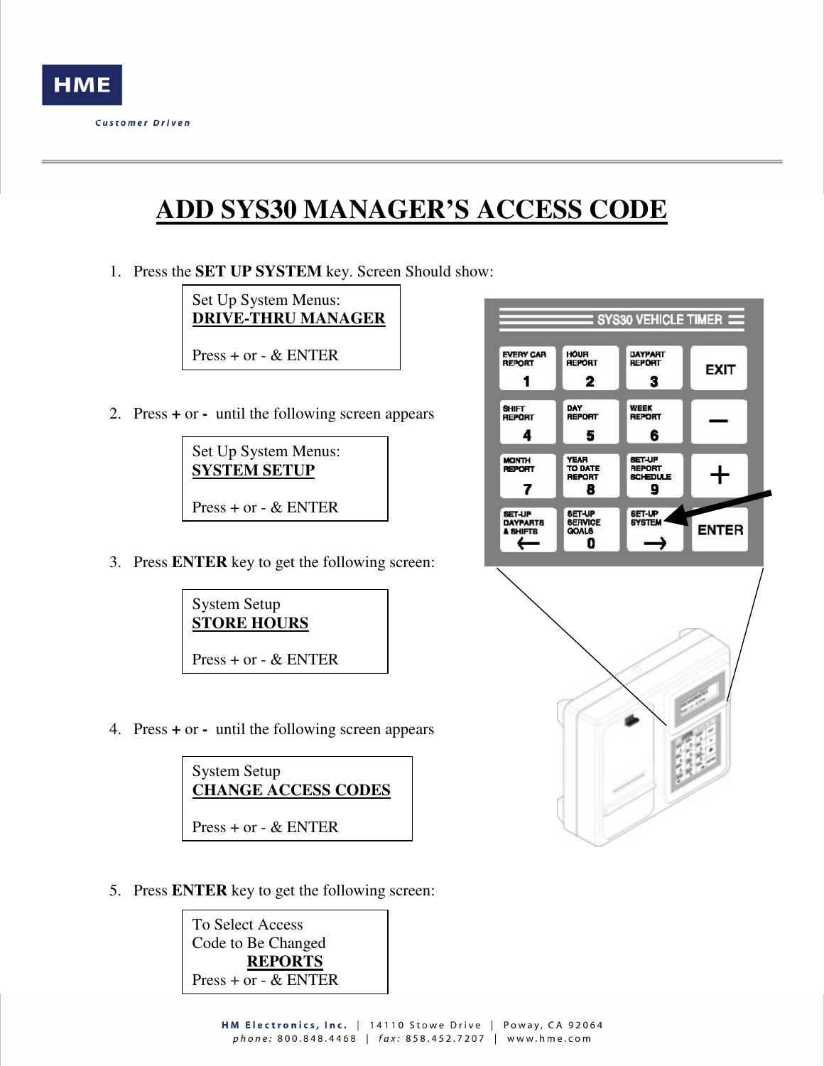# ADD SYS30 MANAGER'S ACCESS CODE

1. Press the **SET UP SYSTEM** key. Screen Should show:

   Set Up System Menus:
   **DRIVE-THRU MANAGER**

   Press + or - & ENTER

2. Press **+** or **-** until the following screen appears

   Set Up System Menus:
   **SYSTEM SETUP**

   Press + or - & ENTER

3. Press **ENTER** key to get the following screen:

   System Setup
   **STORE HOURS**

   Press + or - & ENTER

4. Press **+** or **-** until the following screen appears

   System Setup
   **CHANGE ACCESS CODES**

   Press + or - & ENTER

5. Press **ENTER** key to get the following screen:

   To Select Access
   Code to Be Changed
   **REPORTS**
   Press + or - & ENTER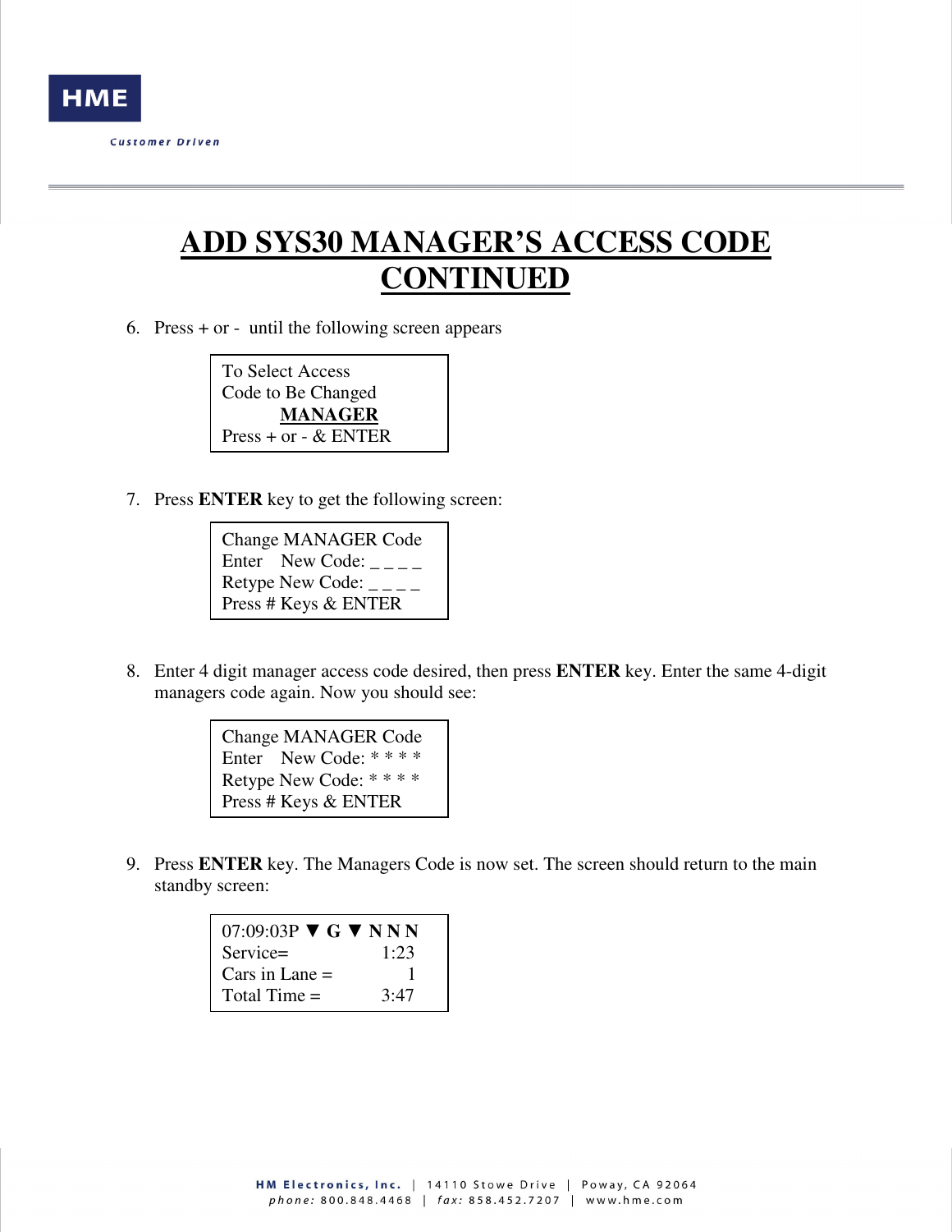# ADD SYS30 MANAGER'S ACCESS CODE CONTINUED

6. Press + or - until the following screen appears

```
To Select Access
Code to Be Changed
        MANAGER
Press + or - & ENTER
```

7. Press **ENTER** key to get the following screen:

```
Change MANAGER Code
Enter   New Code: _ _ _ _
Retype New Code: _ _ _ _
Press # Keys & ENTER
```

8. Enter 4 digit manager access code desired, then press **ENTER** key. Enter the same 4-digit managers code again. Now you should see:

```
Change MANAGER Code
Enter   New Code: * * * *
Retype New Code: * * * *
Press # Keys & ENTER
```

9. Press **ENTER** key. The Managers Code is now set. The screen should return to the main standby screen:

```
07:09:03P ▼ G ▼ N N N
Service=            1:23
Cars in Lane =         1
Total Time =        3:47
```

HM Electronics, Inc. | 14110 Stowe Drive | Poway, CA 92064
*phone:* 800.848.4468 | *fax:* 858.452.7207 | www.hme.com